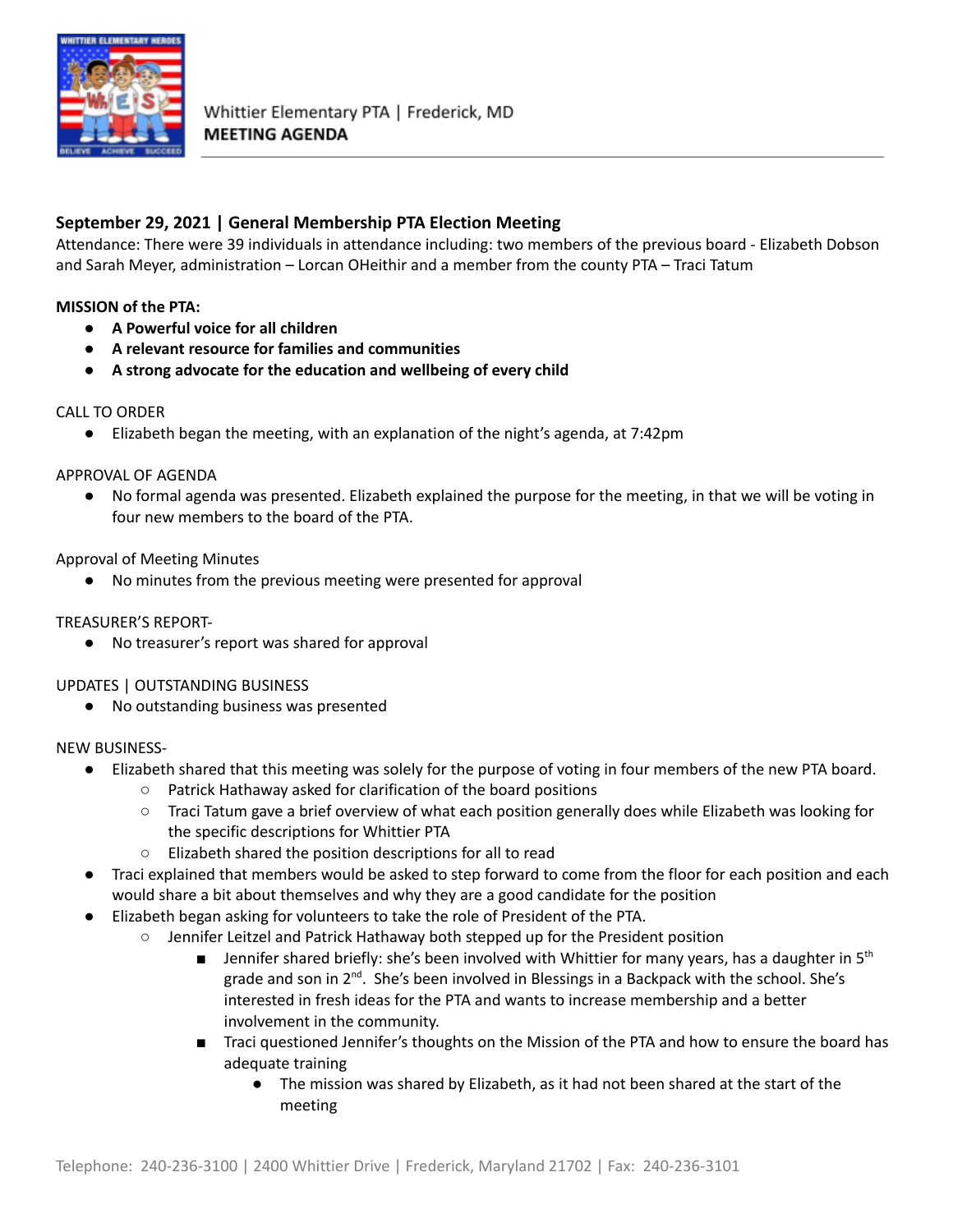Whittier Elementary PTA | Frederick, MD
**MEETING AGENDA**

**September 29, 2021 | General Membership PTA Election Meeting**

Attendance: There were 39 individuals in attendance including: two members of the previous board - Elizabeth Dobson and Sarah Meyer, administration – Lorcan OHeithir and a member from the county PTA – Traci Tatum

**MISSION of the PTA:**

- **A Powerful voice for all children**
- **A relevant resource for families and communities**
- **A strong advocate for the education and wellbeing of every child**

CALL TO ORDER

- Elizabeth began the meeting, with an explanation of the night's agenda, at 7:42pm

APPROVAL OF AGENDA

- No formal agenda was presented. Elizabeth explained the purpose for the meeting, in that we will be voting in four new members to the board of the PTA.

Approval of Meeting Minutes

- No minutes from the previous meeting were presented for approval

TREASURER'S REPORT-

- No treasurer's report was shared for approval

UPDATES | OUTSTANDING BUSINESS

- No outstanding business was presented

NEW BUSINESS-

- Elizabeth shared that this meeting was solely for the purpose of voting in four members of the new PTA board.
  - Patrick Hathaway asked for clarification of the board positions
  - Traci Tatum gave a brief overview of what each position generally does while Elizabeth was looking for the specific descriptions for Whittier PTA
  - Elizabeth shared the position descriptions for all to read
- Traci explained that members would be asked to step forward to come from the floor for each position and each would share a bit about themselves and why they are a good candidate for the position
- Elizabeth began asking for volunteers to take the role of President of the PTA.
  - Jennifer Leitzel and Patrick Hathaway both stepped up for the President position
    - Jennifer shared briefly: she's been involved with Whittier for many years, has a daughter in 5th grade and son in 2nd. She's been involved in Blessings in a Backpack with the school. She's interested in fresh ideas for the PTA and wants to increase membership and a better involvement in the community.
    - Traci questioned Jennifer's thoughts on the Mission of the PTA and how to ensure the board has adequate training
      - The mission was shared by Elizabeth, as it had not been shared at the start of the meeting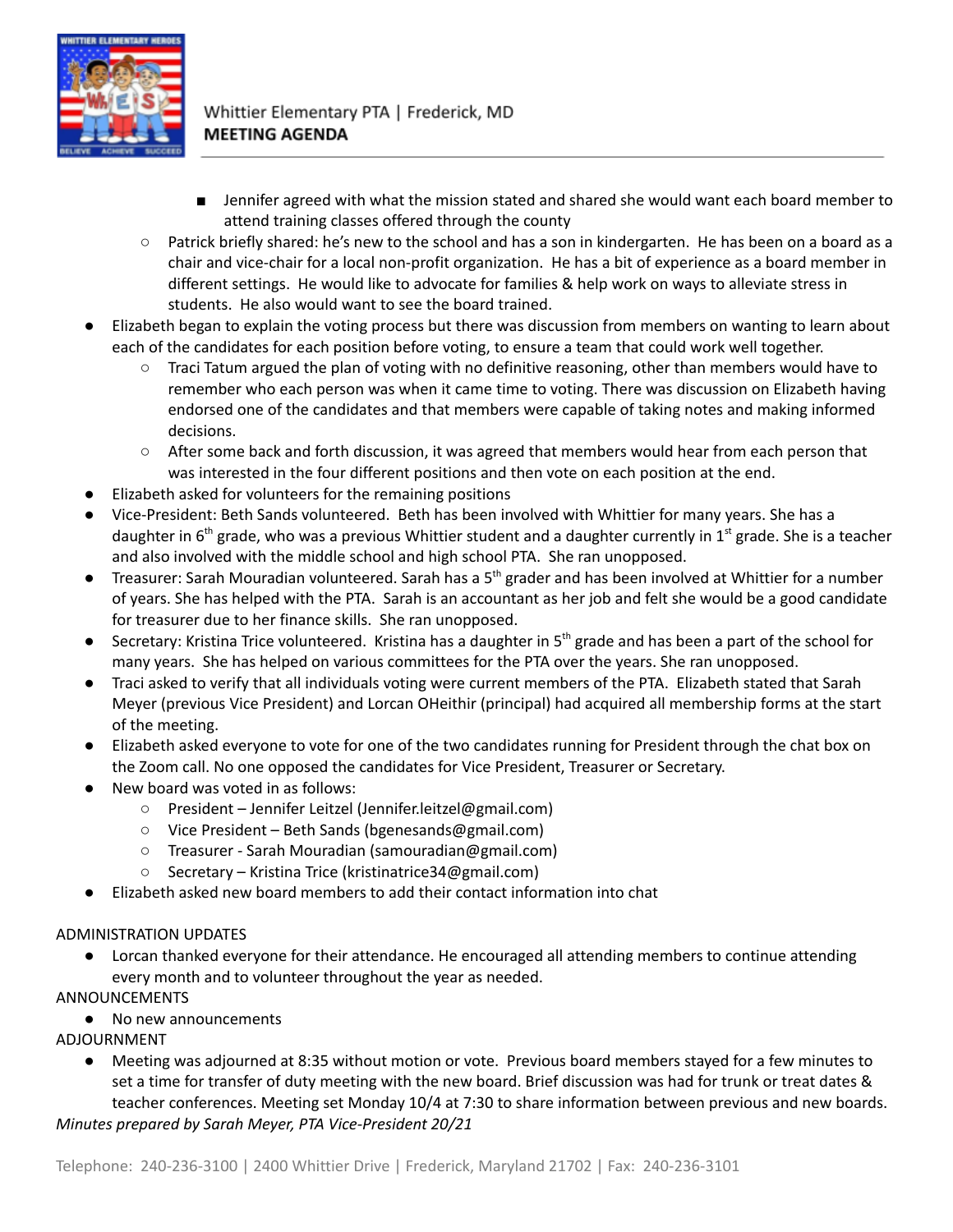- Jennifer agreed with what the mission stated and shared she would want each board member to attend training classes offered through the county
  - Patrick briefly shared: he's new to the school and has a son in kindergarten. He has been on a board as a chair and vice-chair for a local non-profit organization. He has a bit of experience as a board member in different settings. He would like to advocate for families & help work on ways to alleviate stress in students. He also would want to see the board trained.
- Elizabeth began to explain the voting process but there was discussion from members on wanting to learn about each of the candidates for each position before voting, to ensure a team that could work well together.
  - Traci Tatum argued the plan of voting with no definitive reasoning, other than members would have to remember who each person was when it came time to voting. There was discussion on Elizabeth having endorsed one of the candidates and that members were capable of taking notes and making informed decisions.
  - After some back and forth discussion, it was agreed that members would hear from each person that was interested in the four different positions and then vote on each position at the end.
- Elizabeth asked for volunteers for the remaining positions
- Vice-President: Beth Sands volunteered. Beth has been involved with Whittier for many years. She has a daughter in 6th grade, who was a previous Whittier student and a daughter currently in 1st grade. She is a teacher and also involved with the middle school and high school PTA. She ran unopposed.
- Treasurer: Sarah Mouradian volunteered. Sarah has a 5th grader and has been involved at Whittier for a number of years. She has helped with the PTA. Sarah is an accountant as her job and felt she would be a good candidate for treasurer due to her finance skills. She ran unopposed.
- Secretary: Kristina Trice volunteered. Kristina has a daughter in 5th grade and has been a part of the school for many years. She has helped on various committees for the PTA over the years. She ran unopposed.
- Traci asked to verify that all individuals voting were current members of the PTA. Elizabeth stated that Sarah Meyer (previous Vice President) and Lorcan OHeithir (principal) had acquired all membership forms at the start of the meeting.
- Elizabeth asked everyone to vote for one of the two candidates running for President through the chat box on the Zoom call. No one opposed the candidates for Vice President, Treasurer or Secretary.
- New board was voted in as follows:
  - President – Jennifer Leitzel (Jennifer.leitzel@gmail.com)
  - Vice President – Beth Sands (bgenesands@gmail.com)
  - Treasurer - Sarah Mouradian (samouradian@gmail.com)
  - Secretary – Kristina Trice (kristinatrice34@gmail.com)
- Elizabeth asked new board members to add their contact information into chat

ADMINISTRATION UPDATES

- Lorcan thanked everyone for their attendance. He encouraged all attending members to continue attending every month and to volunteer throughout the year as needed.

ANNOUNCEMENTS

- No new announcements

ADJOURNMENT

- Meeting was adjourned at 8:35 without motion or vote. Previous board members stayed for a few minutes to set a time for transfer of duty meeting with the new board. Brief discussion was had for trunk or treat dates & teacher conferences. Meeting set Monday 10/4 at 7:30 to share information between previous and new boards.

*Minutes prepared by Sarah Meyer, PTA Vice-President 20/21*